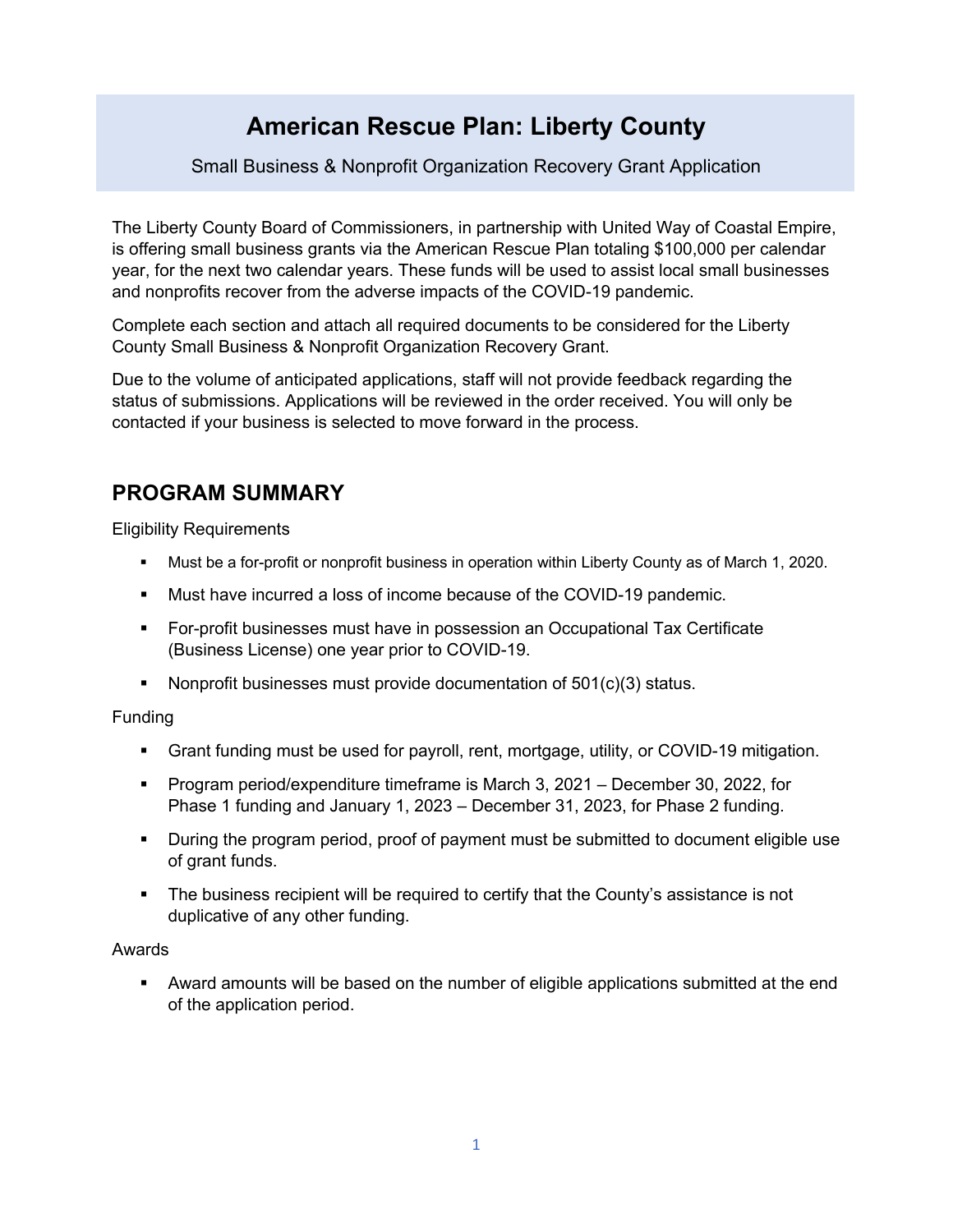# American Rescue Plan: Liberty County

Small Business & Nonprofit Organization Recovery Grant Application

The Liberty County Board of Commissioners, in partnership with United Way of Coastal Empire, is offering small business grants via the American Rescue Plan totaling $100,000 per calendar year, for the next two calendar years. These funds will be used to assist local small businesses and nonprofits recover from the adverse impacts of the COVID-19 pandemic.

Complete each section and attach all required documents to be considered for the Liberty County Small Business & Nonprofit Organization Recovery Grant.

Due to the volume of anticipated applications, staff will not provide feedback regarding the status of submissions. Applications will be reviewed in the order received. You will only be contacted if your business is selected to move forward in the process.

## PROGRAM SUMMARY

Eligibility Requirements

- Must be a for-profit or nonprofit business in operation within Liberty County as of March 1, 2020.
- Must have incurred a loss of income because of the COVID-19 pandemic.
- For-profit businesses must have in possession an Occupational Tax Certificate (Business License) one year prior to COVID-19.
- Nonprofit businesses must provide documentation of 501(c)(3) status.

Funding

- Grant funding must be used for payroll, rent, mortgage, utility, or COVID-19 mitigation.
- Program period/expenditure timeframe is March 3, 2021 – December 30, 2022, for Phase 1 funding and January 1, 2023 – December 31, 2023, for Phase 2 funding.
- During the program period, proof of payment must be submitted to document eligible use of grant funds.
- The business recipient will be required to certify that the County's assistance is not duplicative of any other funding.

Awards

- Award amounts will be based on the number of eligible applications submitted at the end of the application period.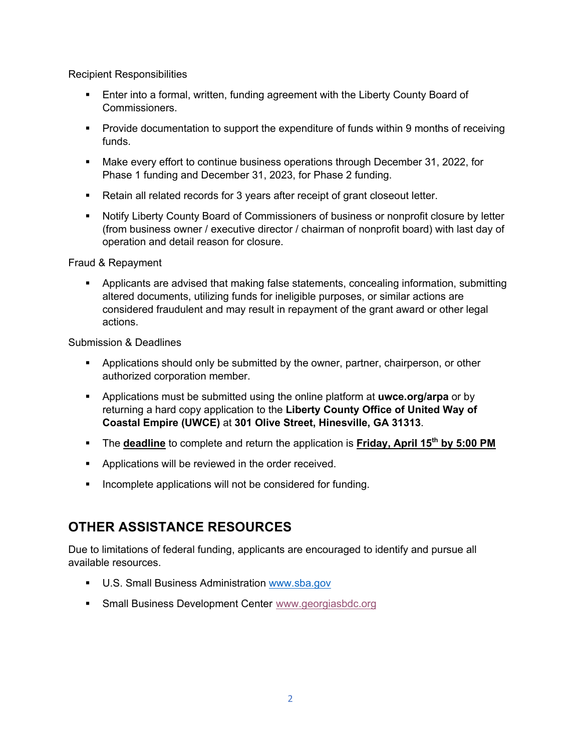Recipient Responsibilities

- Enter into a formal, written, funding agreement with the Liberty County Board of Commissioners.
- Provide documentation to support the expenditure of funds within 9 months of receiving funds.
- Make every effort to continue business operations through December 31, 2022, for Phase 1 funding and December 31, 2023, for Phase 2 funding.
- Retain all related records for 3 years after receipt of grant closeout letter.
- Notify Liberty County Board of Commissioners of business or nonprofit closure by letter (from business owner / executive director / chairman of nonprofit board) with last day of operation and detail reason for closure.

Fraud & Repayment

- Applicants are advised that making false statements, concealing information, submitting altered documents, utilizing funds for ineligible purposes, or similar actions are considered fraudulent and may result in repayment of the grant award or other legal actions.

Submission & Deadlines

- Applications should only be submitted by the owner, partner, chairperson, or other authorized corporation member.
- Applications must be submitted using the online platform at **uwce.org/arpa** or by returning a hard copy application to the **Liberty County Office of United Way of Coastal Empire (UWCE)** at **301 Olive Street, Hinesville, GA 31313**.
- The **deadline** to complete and return the application is **Friday, April 15th by 5:00 PM**
- Applications will be reviewed in the order received.
- Incomplete applications will not be considered for funding.

## OTHER ASSISTANCE RESOURCES

Due to limitations of federal funding, applicants are encouraged to identify and pursue all available resources.

- U.S. Small Business Administration www.sba.gov
- Small Business Development Center www.georgiasbdc.org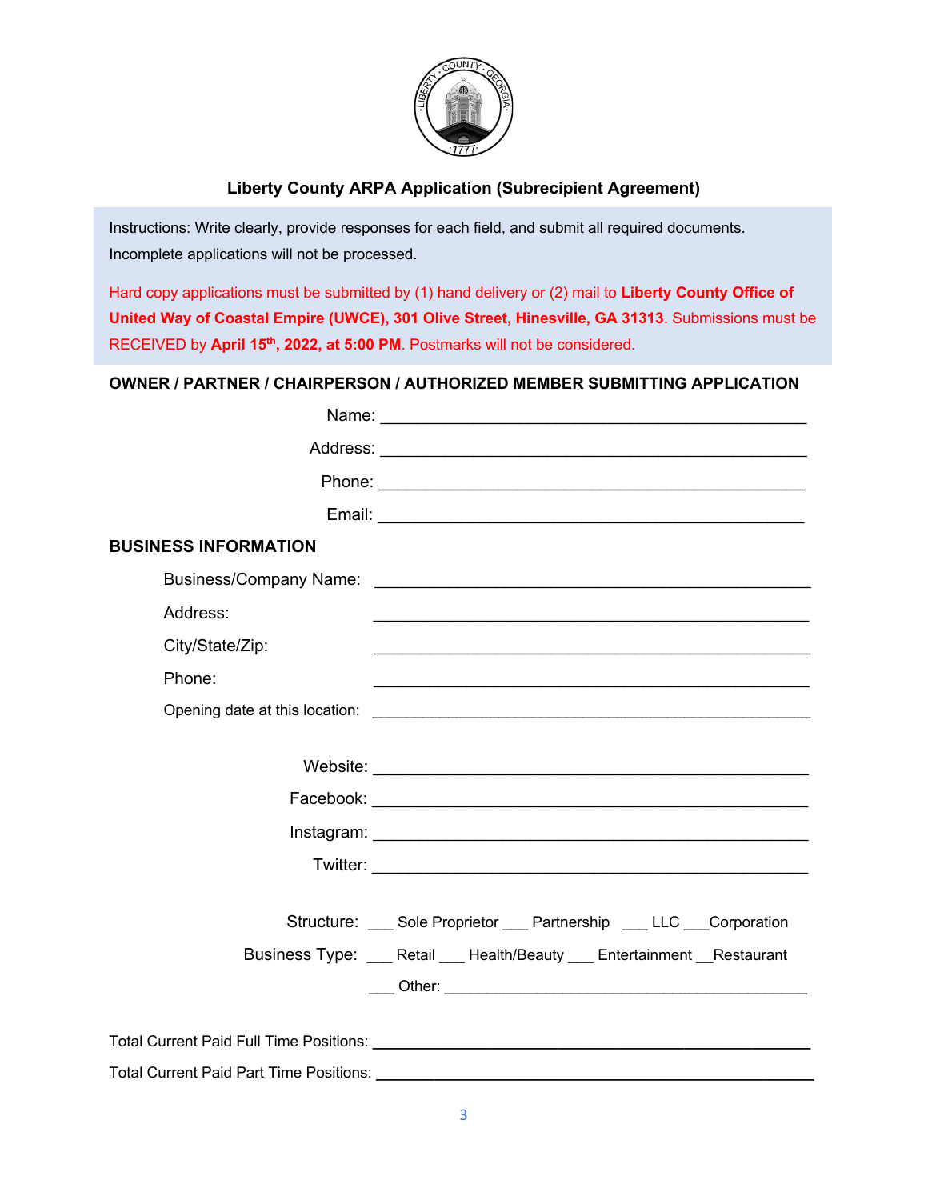# Liberty County ARPA Application (Subrecipient Agreement)

Instructions: Write clearly, provide responses for each field, and submit all required documents. Incomplete applications will not be processed.

Hard copy applications must be submitted by (1) hand delivery or (2) mail to **Liberty County Office of United Way of Coastal Empire (UWCE), 301 Olive Street, Hinesville, GA 31313**. Submissions must be RECEIVED by **April 15th, 2022, at 5:00 PM**. Postmarks will not be considered.

## OWNER / PARTNER / CHAIRPERSON / AUTHORIZED MEMBER SUBMITTING APPLICATION

Name: ______________________________________________

Address: ______________________________________________

Phone: ______________________________________________

Email: ______________________________________________

## BUSINESS INFORMATION

Business/Company Name: ______________________________________________

Address: ______________________________________________

City/State/Zip: ______________________________________________

Phone: ______________________________________________

Opening date at this location: ______________________________________________

Website: ______________________________________________

Facebook: ______________________________________________

Instagram: ______________________________________________

Twitter: ______________________________________________

Structure: ___ Sole Proprietor ___ Partnership ___ LLC ___Corporation

Business Type: ___ Retail ___ Health/Beauty ___ Entertainment __Restaurant

___ Other: ______________________________________________

Total Current Paid Full Time Positions: ______________________________________________

Total Current Paid Part Time Positions: ______________________________________________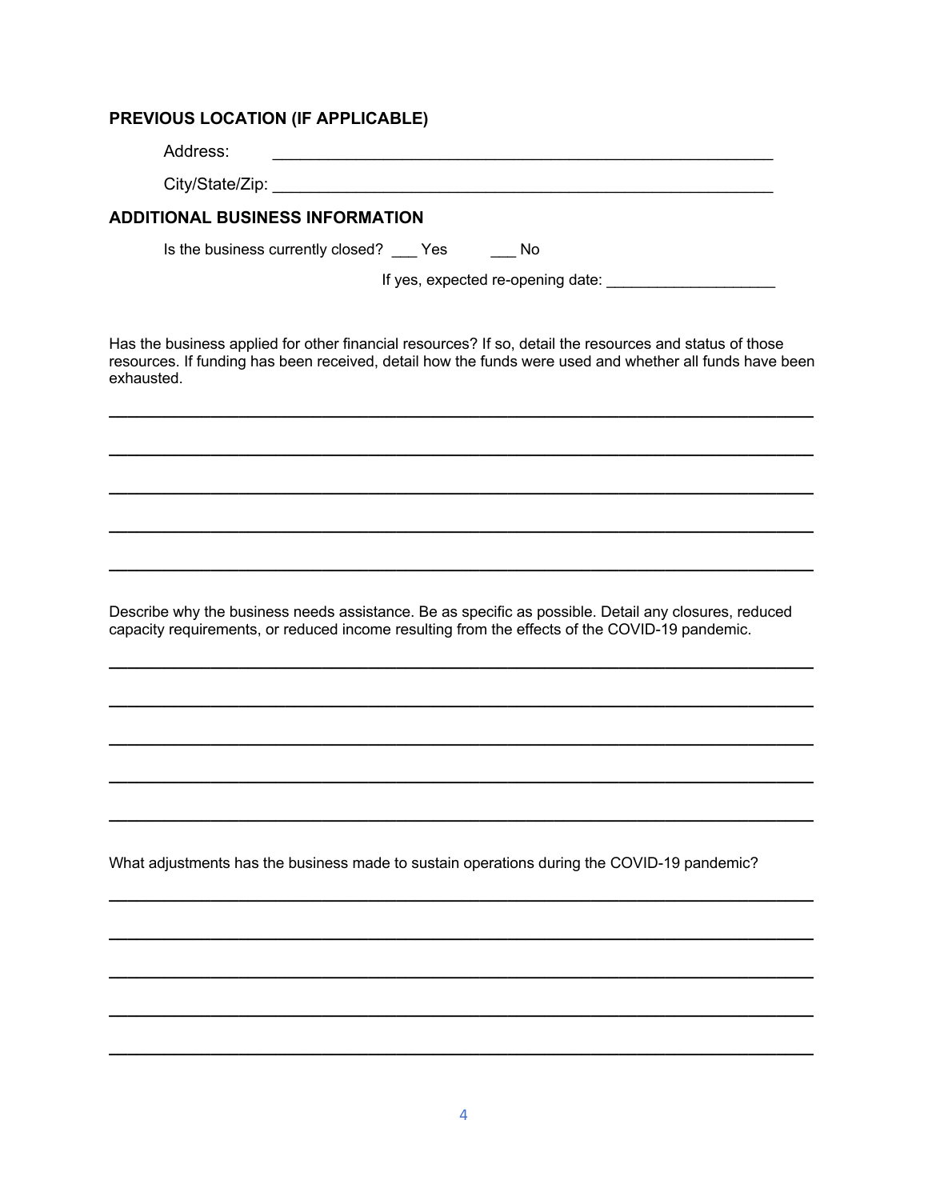## PREVIOUS LOCATION (IF APPLICABLE)

Address: ______________________________________________________

City/State/Zip: ______________________________________________________

## ADDITIONAL BUSINESS INFORMATION

Is the business currently closed? ___ Yes ___ No

If yes, expected re-opening date: ____________________

Has the business applied for other financial resources? If so, detail the resources and status of those resources. If funding has been received, detail how the funds were used and whether all funds have been exhausted.

______________________________________________________________________________

______________________________________________________________________________

______________________________________________________________________________

______________________________________________________________________________

______________________________________________________________________________

Describe why the business needs assistance. Be as specific as possible. Detail any closures, reduced capacity requirements, or reduced income resulting from the effects of the COVID-19 pandemic.

______________________________________________________________________________

______________________________________________________________________________

______________________________________________________________________________

______________________________________________________________________________

______________________________________________________________________________

What adjustments has the business made to sustain operations during the COVID-19 pandemic?

______________________________________________________________________________

______________________________________________________________________________

______________________________________________________________________________

______________________________________________________________________________

______________________________________________________________________________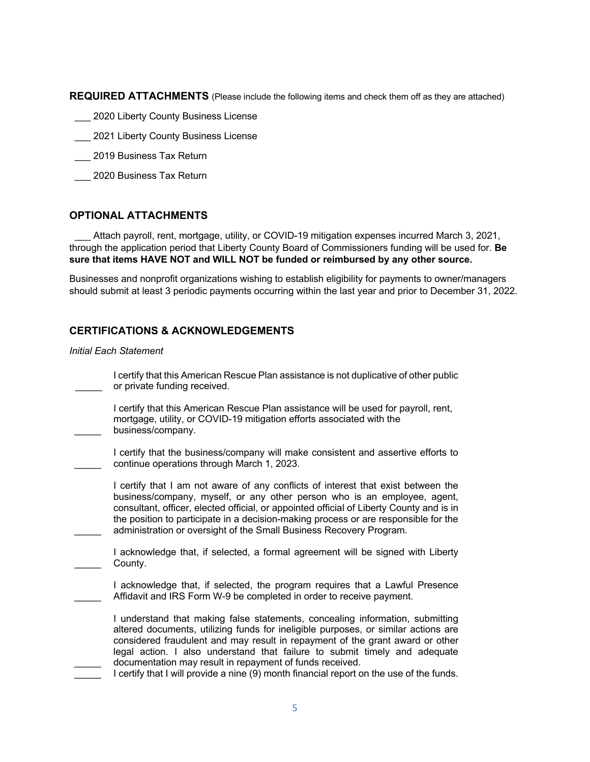**REQUIRED ATTACHMENTS** (Please include the following items and check them off as they are attached)

___ 2020 Liberty County Business License

___ 2021 Liberty County Business License

___ 2019 Business Tax Return

___ 2020 Business Tax Return

## OPTIONAL ATTACHMENTS

___ Attach payroll, rent, mortgage, utility, or COVID-19 mitigation expenses incurred March 3, 2021, through the application period that Liberty County Board of Commissioners funding will be used for. **Be sure that items HAVE NOT and WILL NOT be funded or reimbursed by any other source.**

Businesses and nonprofit organizations wishing to establish eligibility for payments to owner/managers should submit at least 3 periodic payments occurring within the last year and prior to December 31, 2022.

## CERTIFICATIONS & ACKNOWLEDGEMENTS

*Initial Each Statement*

_____ I certify that this American Rescue Plan assistance is not duplicative of other public or private funding received.

_____ I certify that this American Rescue Plan assistance will be used for payroll, rent, mortgage, utility, or COVID-19 mitigation efforts associated with the business/company.

_____ I certify that the business/company will make consistent and assertive efforts to continue operations through March 1, 2023.

_____ I certify that I am not aware of any conflicts of interest that exist between the business/company, myself, or any other person who is an employee, agent, consultant, officer, elected official, or appointed official of Liberty County and is in the position to participate in a decision-making process or are responsible for the administration or oversight of the Small Business Recovery Program.

_____ I acknowledge that, if selected, a formal agreement will be signed with Liberty County.

_____ I acknowledge that, if selected, the program requires that a Lawful Presence Affidavit and IRS Form W-9 be completed in order to receive payment.

_____ I understand that making false statements, concealing information, submitting altered documents, utilizing funds for ineligible purposes, or similar actions are considered fraudulent and may result in repayment of the grant award or other legal action. I also understand that failure to submit timely and adequate documentation may result in repayment of funds received.

_____ I certify that I will provide a nine (9) month financial report on the use of the funds.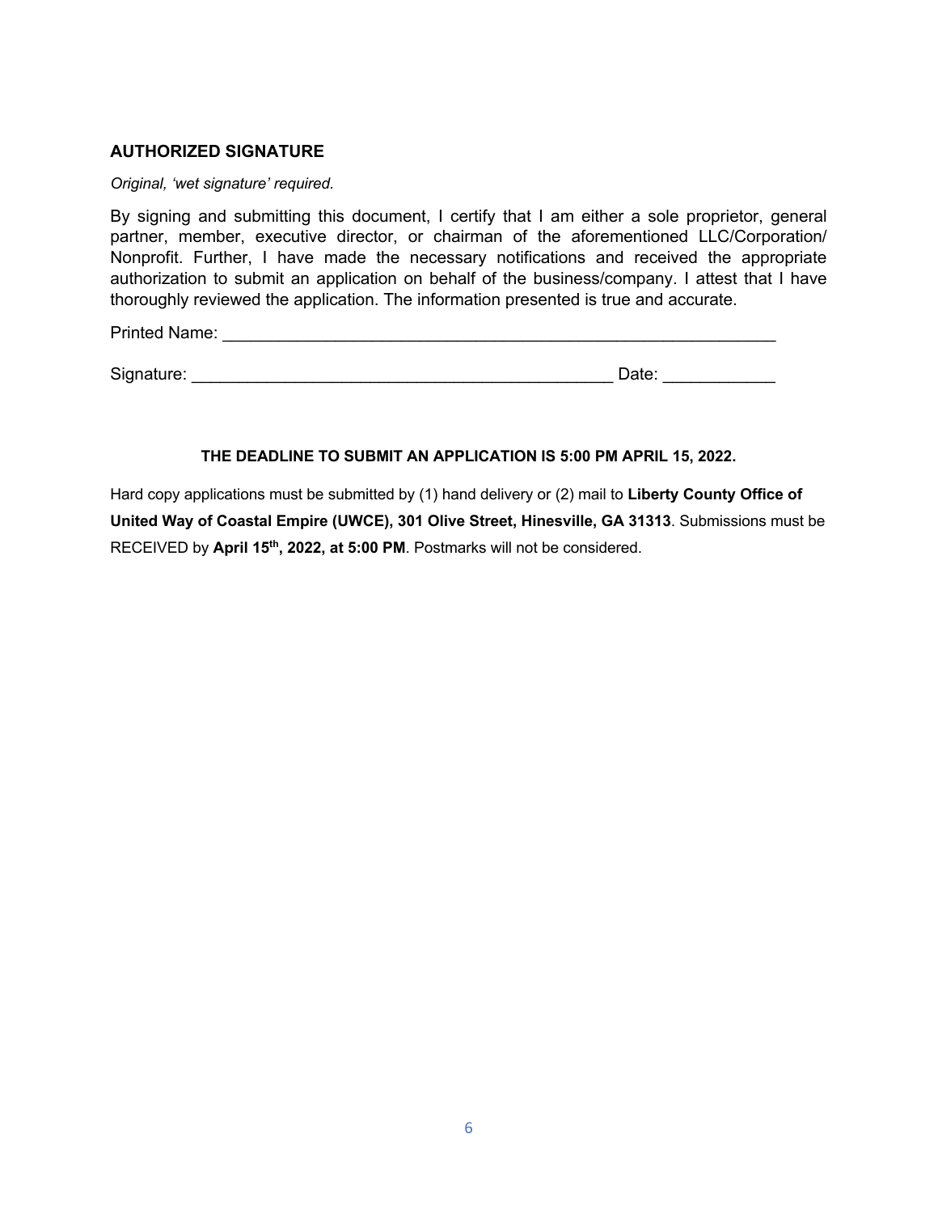## AUTHORIZED SIGNATURE

*Original, 'wet signature' required.*

By signing and submitting this document, I certify that I am either a sole proprietor, general partner, member, executive director, or chairman of the aforementioned LLC/Corporation/ Nonprofit. Further, I have made the necessary notifications and received the appropriate authorization to submit an application on behalf of the business/company. I attest that I have thoroughly reviewed the application. The information presented is true and accurate.

Printed Name: ____________________________________________________________

Signature: _______________________________________________ Date: ____________

**THE DEADLINE TO SUBMIT AN APPLICATION IS 5:00 PM APRIL 15, 2022.**

Hard copy applications must be submitted by (1) hand delivery or (2) mail to **Liberty County Office of United Way of Coastal Empire (UWCE), 301 Olive Street, Hinesville, GA 31313**. Submissions must be RECEIVED by **April 15th, 2022, at 5:00 PM**. Postmarks will not be considered.